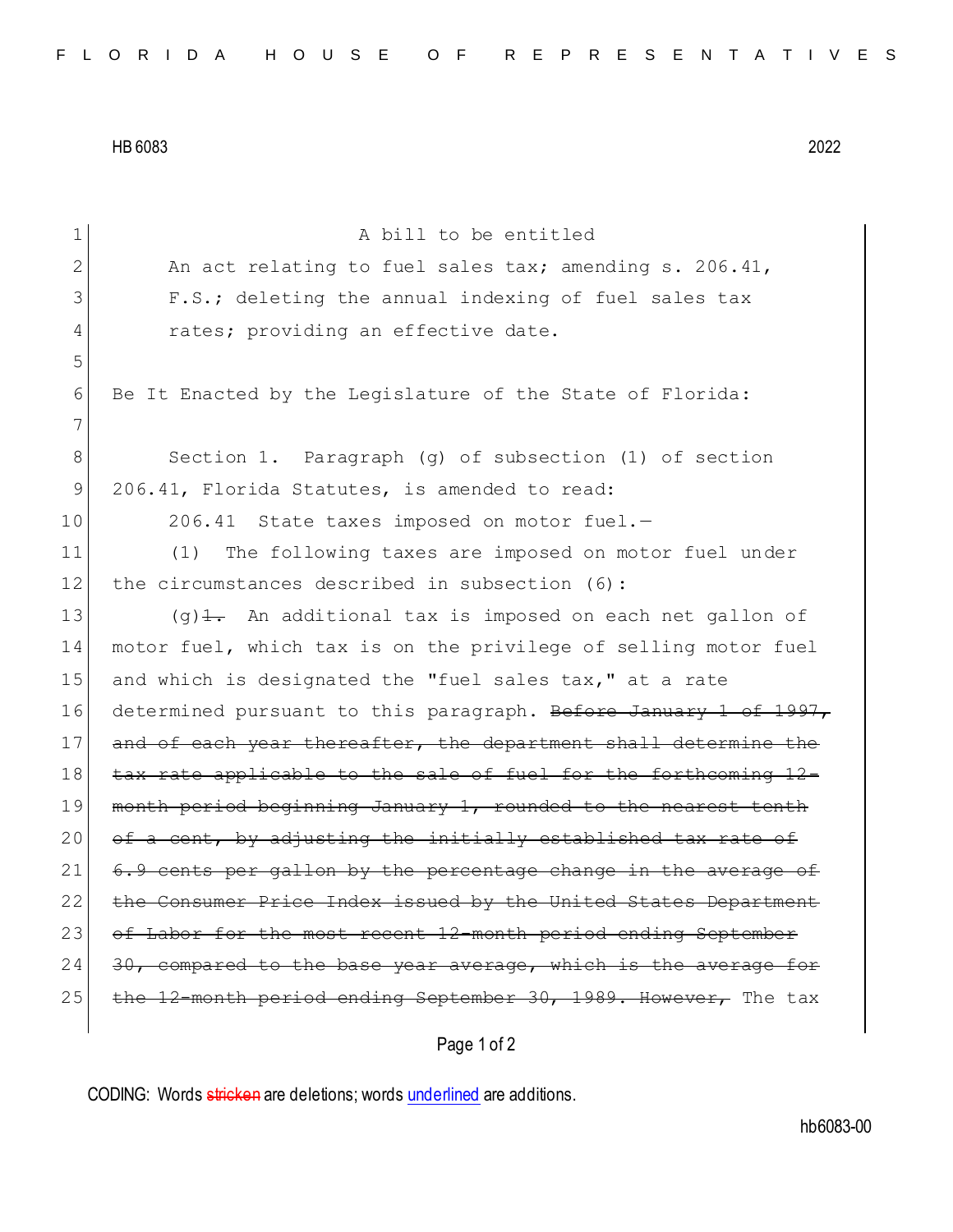HB 6083 2022

A bill to be entitled

An act relating to fuel sales tax; amending s. 206.41, F.S.; deleting the annual indexing of fuel sales tax rates; providing an effective date.

Be It Enacted by the Legislature of the State of Florida:

Section 1. Paragraph (g) of subsection (1) of section 206.41, Florida Statutes, is amended to read:

206.41 State taxes imposed on motor fuel.—

(1) The following taxes are imposed on motor fuel under the circumstances described in subsection (6):

(g)~~1.~~ An additional tax is imposed on each net gallon of motor fuel, which tax is on the privilege of selling motor fuel and which is designated the "fuel sales tax," at a rate determined pursuant to this paragraph. ~~Before January 1 of 1997, and of each year thereafter, the department shall determine the tax rate applicable to the sale of fuel for the forthcoming 12-month period beginning January 1, rounded to the nearest tenth of a cent, by adjusting the initially established tax rate of 6.9 cents per gallon by the percentage change in the average of the Consumer Price Index issued by the United States Department of Labor for the most recent 12-month period ending September 30, compared to the base year average, which is the average for the 12-month period ending September 30, 1989. However,~~ The tax

CODING: Words ~~stricken~~ are deletions; words underlined are additions.

hb6083-00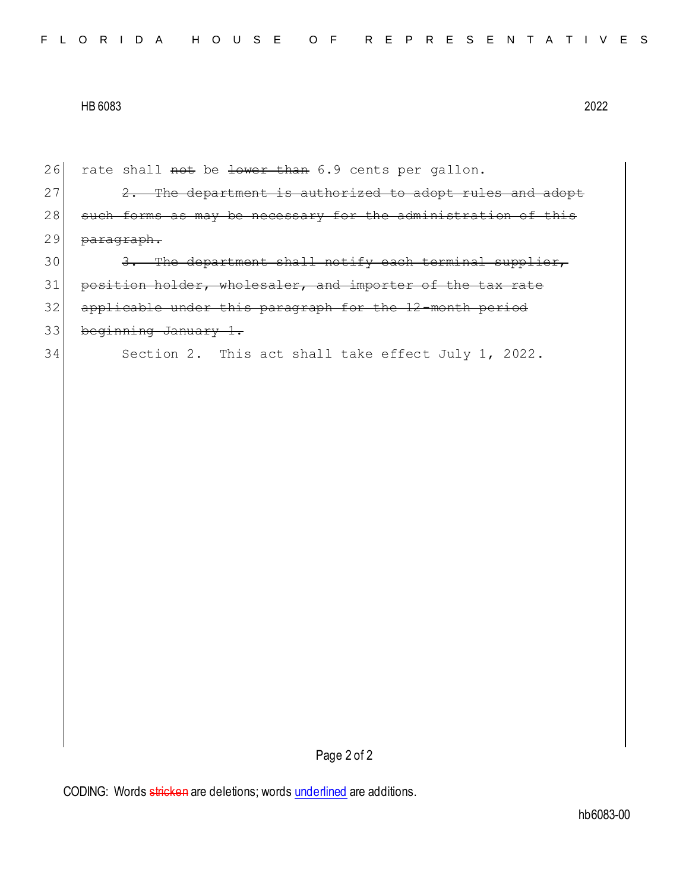rate shall ~~not~~ be ~~lower than~~ 6.9 cents per gallon.

~~2. The department is authorized to adopt rules and adopt such forms as may be necessary for the administration of this paragraph.~~

~~3. The department shall notify each terminal supplier, position holder, wholesaler, and importer of the tax rate applicable under this paragraph for the 12-month period beginning January 1.~~

Section 2. This act shall take effect July 1, 2022.